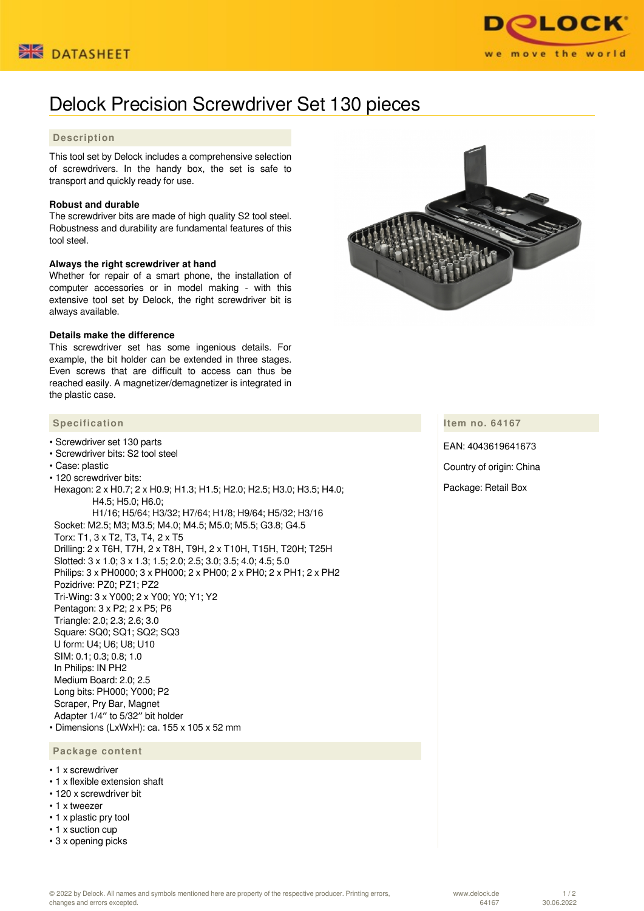# Delock Precision Screwdriver Set 130 pieces

## Description

This tool set by Delock includes a comprehensive selection of screwdrivers. In the handy box, the set is safe to transport and quickly ready for use.

**Robust and durable**
The screwdriver bits are made of high quality S2 tool steel. Robustness and durability are fundamental features of this tool steel.

**Always the right screwdriver at hand**
Whether for repair of a smart phone, the installation of computer accessories or in model making - with this extensive tool set by Delock, the right screwdriver bit is always available.

**Details make the difference**
This screwdriver set has some ingenious details. For example, the bit holder can be extended in three stages. Even screws that are difficult to access can thus be reached easily. A magnetizer/demagnetizer is integrated in the plastic case.

## Specification

- Screwdriver set 130 parts
- Screwdriver bits: S2 tool steel
- Case: plastic
- 120 screwdriver bits:
  Hexagon: 2 x H0.7; 2 x H0.9; H1.3; H1.5; H2.0; H2.5; H3.0; H3.5; H4.0; H4.5; H5.0; H6.0;
  H1/16; H5/64; H3/32; H7/64; H1/8; H9/64; H5/32; H3/16
  Socket: M2.5; M3; M3.5; M4.0; M4.5; M5.0; M5.5; G3.8; G4.5
  Torx: T1, 3 x T2, T3, T4, 2 x T5
  Drilling: 2 x T6H, T7H, 2 x T8H, T9H, 2 x T10H, T15H, T20H; T25H
  Slotted: 3 x 1.0; 3 x 1.3; 1.5; 2.0; 2.5; 3.0; 3.5; 4.0; 4.5; 5.0
  Philips: 3 x PH0000; 3 x PH000; 2 x PH00; 2 x PH0; 2 x PH1; 2 x PH2
  Pozidrive: PZ0; PZ1; PZ2
  Tri-Wing: 3 x Y000; 2 x Y00; Y0; Y1; Y2
  Pentagon: 3 x P2; 2 x P5; P6
  Triangle: 2.0; 2.3; 2.6; 3.0
  Square: SQ0; SQ1; SQ2; SQ3
  U form: U4; U6; U8; U10
  SIM: 0.1; 0.3; 0.8; 1.0
  In Philips: IN PH2
  Medium Board: 2.0; 2.5
  Long bits: PH000; Y000; P2
  Scraper, Pry Bar, Magnet
  Adapter 1/4″ to 5/32″ bit holder
- Dimensions (LxWxH): ca. 155 x 105 x 52 mm

## Item no. 64167

EAN: 4043619641673

Country of origin: China

Package: Retail Box

## Package content

- 1 x screwdriver
- 1 x flexible extension shaft
- 120 x screwdriver bit
- 1 x tweezer
- 1 x plastic pry tool
- 1 x suction cup
- 3 x opening picks

© 2022 by Delock. All names and symbols mentioned here are property of the respective producer. Printing errors, changes and errors excepted.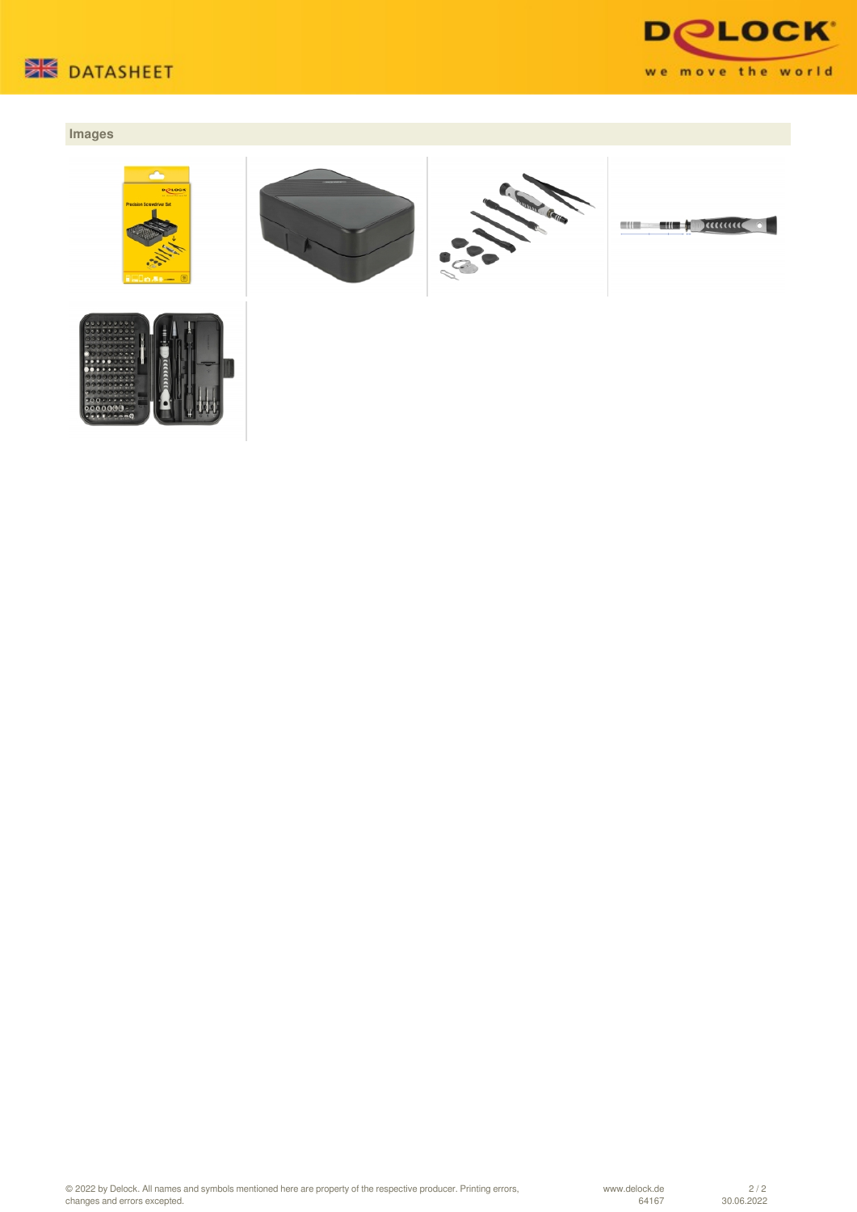## Images

© 2022 by Delock. All names and symbols mentioned here are property of the respective producer. Printing errors, changes and errors excepted.